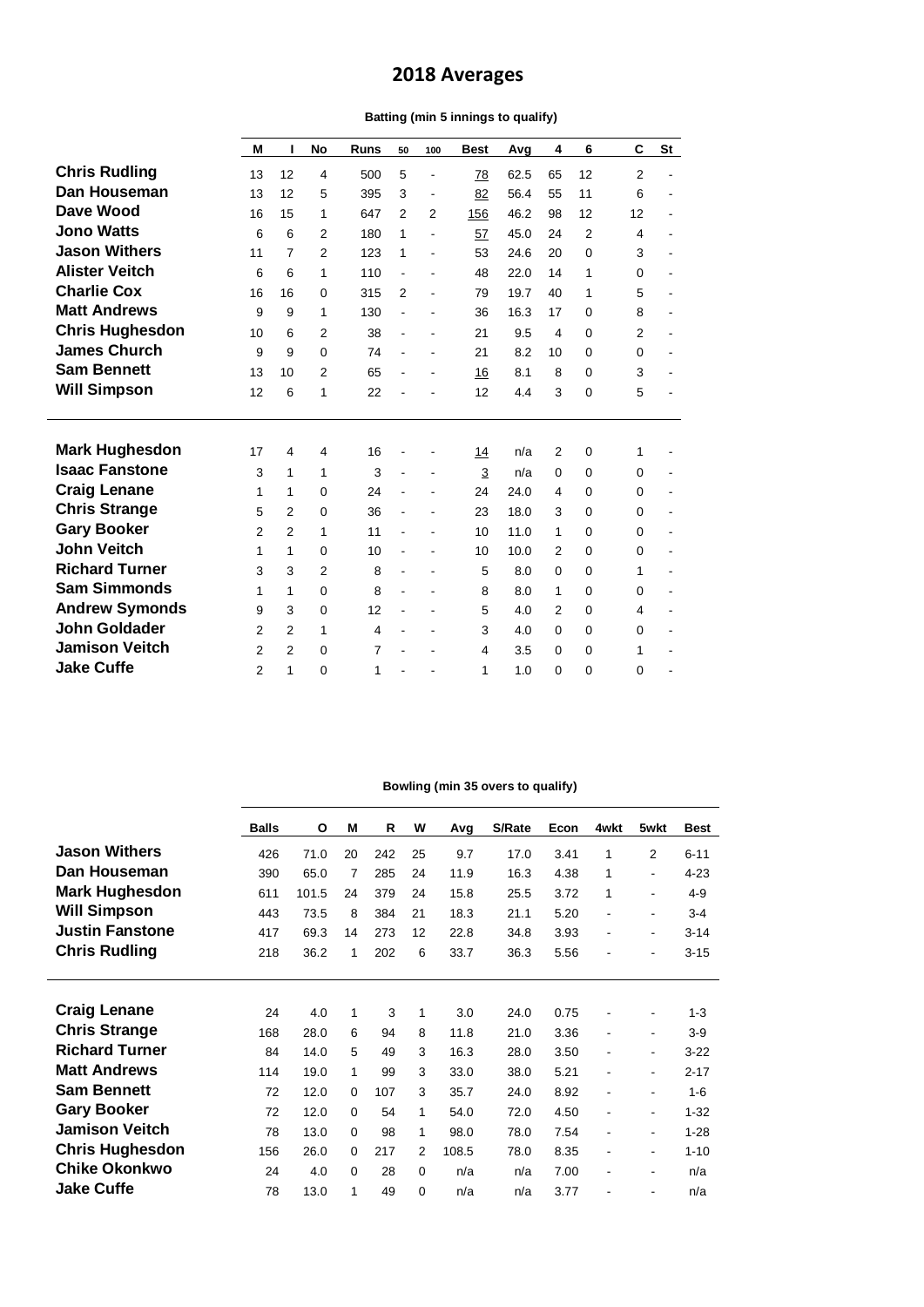# 2018 Averages

**Batting (min 5 innings to qualify)**

| | M | I | No | Runs | 50 | 100 | Best | Avg | 4 | 6 | C | St |
|---|---|---|---|---|---|---|---|---|---|---|---|---|
| **Chris Rudling** | 13 | 12 | 4 | 500 | 5 | - | 78 | 62.5 | 65 | 12 | 2 | - |
| **Dan Houseman** | 13 | 12 | 5 | 395 | 3 | - | 82 | 56.4 | 55 | 11 | 6 | - |
| **Dave Wood** | 16 | 15 | 1 | 647 | 2 | 2 | 156 | 46.2 | 98 | 12 | 12 | - |
| **Jono Watts** | 6 | 6 | 2 | 180 | 1 | - | 57 | 45.0 | 24 | 2 | 4 | - |
| **Jason Withers** | 11 | 7 | 2 | 123 | 1 | - | 53 | 24.6 | 20 | 0 | 3 | - |
| **Alister Veitch** | 6 | 6 | 1 | 110 | - | - | 48 | 22.0 | 14 | 1 | 0 | - |
| **Charlie Cox** | 16 | 16 | 0 | 315 | 2 | - | 79 | 19.7 | 40 | 1 | 5 | - |
| **Matt Andrews** | 9 | 9 | 1 | 130 | - | - | 36 | 16.3 | 17 | 0 | 8 | - |
| **Chris Hughesdon** | 10 | 6 | 2 | 38 | - | - | 21 | 9.5 | 4 | 0 | 2 | - |
| **James Church** | 9 | 9 | 0 | 74 | - | - | 21 | 8.2 | 10 | 0 | 0 | - |
| **Sam Bennett** | 13 | 10 | 2 | 65 | - | - | 16 | 8.1 | 8 | 0 | 3 | - |
| **Will Simpson** | 12 | 6 | 1 | 22 | - | - | 12 | 4.4 | 3 | 0 | 5 | - |
| **Mark Hughesdon** | 17 | 4 | 4 | 16 | - | - | 14 | n/a | 2 | 0 | 1 | - |
| **Isaac Fanstone** | 3 | 1 | 1 | 3 | - | - | 3 | n/a | 0 | 0 | 0 | - |
| **Craig Lenane** | 1 | 1 | 0 | 24 | - | - | 24 | 24.0 | 4 | 0 | 0 | - |
| **Chris Strange** | 5 | 2 | 0 | 36 | - | - | 23 | 18.0 | 3 | 0 | 0 | - |
| **Gary Booker** | 2 | 2 | 1 | 11 | - | - | 10 | 11.0 | 1 | 0 | 0 | - |
| **John Veitch** | 1 | 1 | 0 | 10 | - | - | 10 | 10.0 | 2 | 0 | 0 | - |
| **Richard Turner** | 3 | 3 | 2 | 8 | - | - | 5 | 8.0 | 0 | 0 | 1 | - |
| **Sam Simmonds** | 1 | 1 | 0 | 8 | - | - | 8 | 8.0 | 1 | 0 | 0 | - |
| **Andrew Symonds** | 9 | 3 | 0 | 12 | - | - | 5 | 4.0 | 2 | 0 | 4 | - |
| **John Goldader** | 2 | 2 | 1 | 4 | - | - | 3 | 4.0 | 0 | 0 | 0 | - |
| **Jamison Veitch** | 2 | 2 | 0 | 7 | - | - | 4 | 3.5 | 0 | 0 | 1 | - |
| **Jake Cuffe** | 2 | 1 | 0 | 1 | - | - | 1 | 1.0 | 0 | 0 | 0 | - |

**Bowling (min 35 overs to qualify)**

| | Balls | O | M | R | W | Avg | S/Rate | Econ | 4wkt | 5wkt | Best |
|---|---|---|---|---|---|---|---|---|---|---|---|
| **Jason Withers** | 426 | 71.0 | 20 | 242 | 25 | 9.7 | 17.0 | 3.41 | 1 | 2 | 6-11 |
| **Dan Houseman** | 390 | 65.0 | 7 | 285 | 24 | 11.9 | 16.3 | 4.38 | 1 | - | 4-23 |
| **Mark Hughesdon** | 611 | 101.5 | 24 | 379 | 24 | 15.8 | 25.5 | 3.72 | 1 | - | 4-9 |
| **Will Simpson** | 443 | 73.5 | 8 | 384 | 21 | 18.3 | 21.1 | 5.20 | - | - | 3-4 |
| **Justin Fanstone** | 417 | 69.3 | 14 | 273 | 12 | 22.8 | 34.8 | 3.93 | - | - | 3-14 |
| **Chris Rudling** | 218 | 36.2 | 1 | 202 | 6 | 33.7 | 36.3 | 5.56 | - | - | 3-15 |
| **Craig Lenane** | 24 | 4.0 | 1 | 3 | 1 | 3.0 | 24.0 | 0.75 | - | - | 1-3 |
| **Chris Strange** | 168 | 28.0 | 6 | 94 | 8 | 11.8 | 21.0 | 3.36 | - | - | 3-9 |
| **Richard Turner** | 84 | 14.0 | 5 | 49 | 3 | 16.3 | 28.0 | 3.50 | - | - | 3-22 |
| **Matt Andrews** | 114 | 19.0 | 1 | 99 | 3 | 33.0 | 38.0 | 5.21 | - | - | 2-17 |
| **Sam Bennett** | 72 | 12.0 | 0 | 107 | 3 | 35.7 | 24.0 | 8.92 | - | - | 1-6 |
| **Gary Booker** | 72 | 12.0 | 0 | 54 | 1 | 54.0 | 72.0 | 4.50 | - | - | 1-32 |
| **Jamison Veitch** | 78 | 13.0 | 0 | 98 | 1 | 98.0 | 78.0 | 7.54 | - | - | 1-28 |
| **Chris Hughesdon** | 156 | 26.0 | 0 | 217 | 2 | 108.5 | 78.0 | 8.35 | - | - | 1-10 |
| **Chike Okonkwo** | 24 | 4.0 | 0 | 28 | 0 | n/a | n/a | 7.00 | - | - | n/a |
| **Jake Cuffe** | 78 | 13.0 | 1 | 49 | 0 | n/a | n/a | 3.77 | - | - | n/a |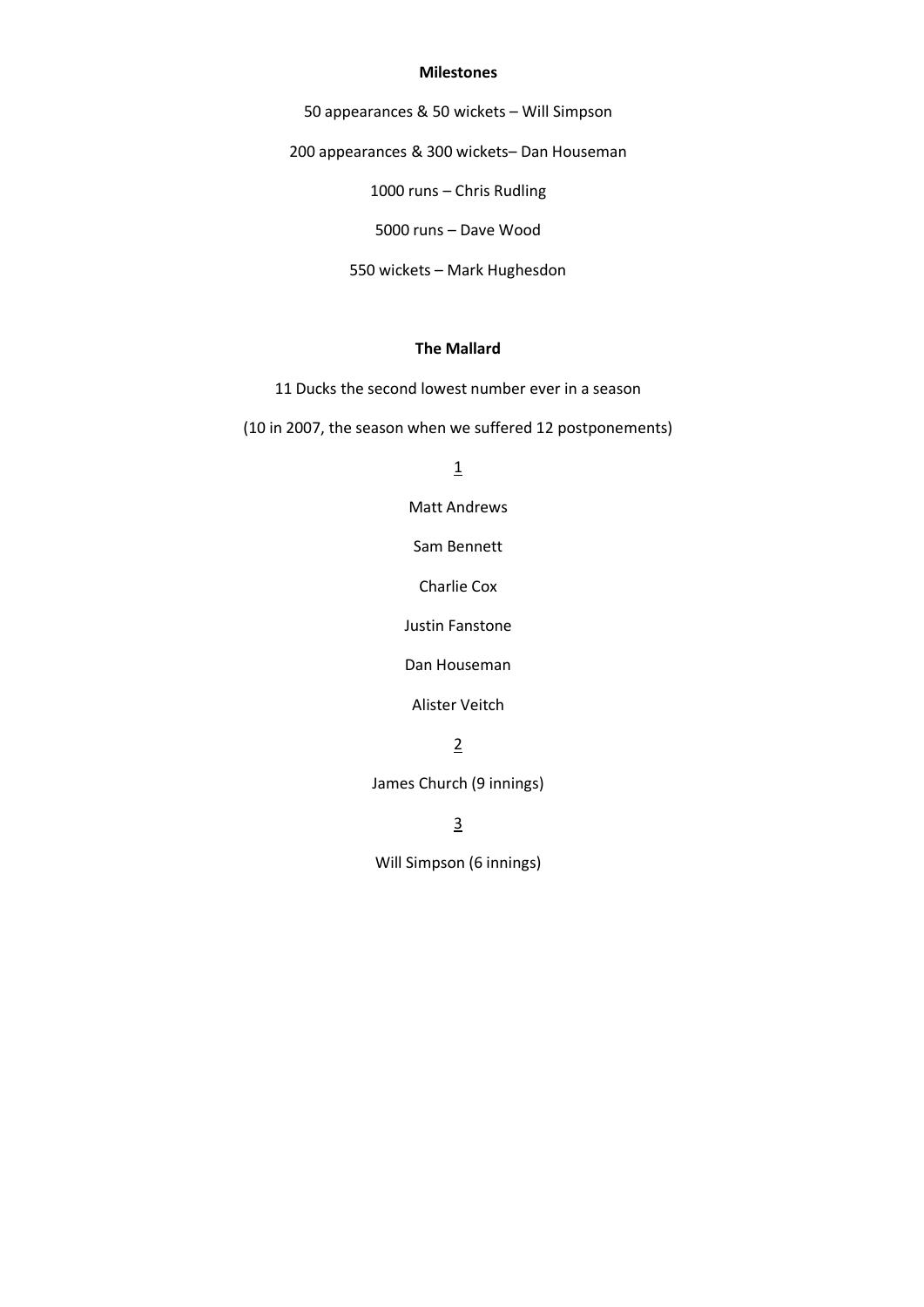**Milestones**

50 appearances & 50 wickets – Will Simpson

200 appearances & 300 wickets– Dan Houseman

1000 runs – Chris Rudling

5000 runs – Dave Wood

550 wickets – Mark Hughesdon

**The Mallard**

11 Ducks the second lowest number ever in a season

(10 in 2007, the season when we suffered 12 postponements)

<u>1</u>

Matt Andrews

Sam Bennett

Charlie Cox

Justin Fanstone

Dan Houseman

Alister Veitch

<u>2</u>

James Church (9 innings)

<u>3</u>

Will Simpson (6 innings)